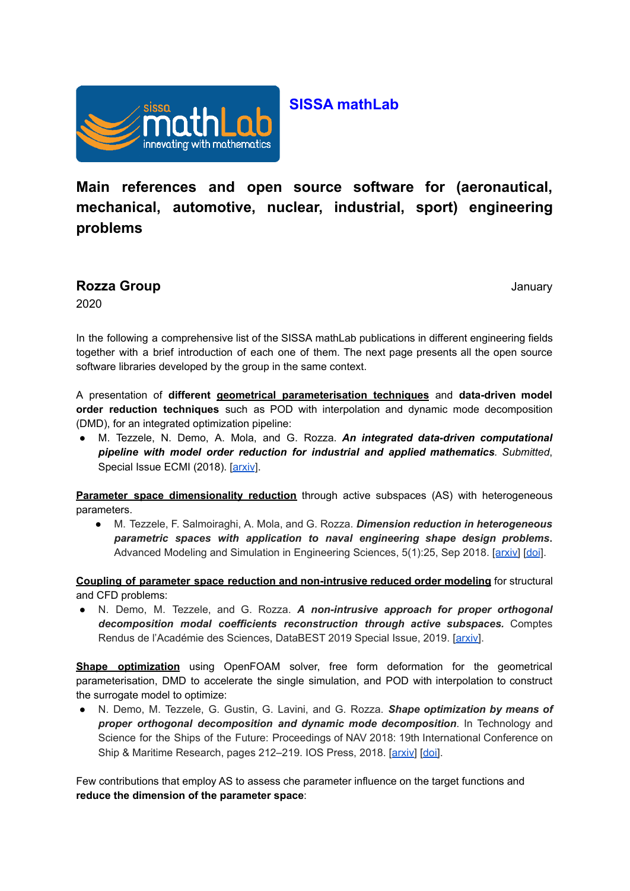**SISSA mathLab**

# Main references and open source software for (aeronautical, mechanical, automotive, nuclear, industrial, sport) engineering problems

**Rozza Group** January 2020

In the following a comprehensive list of the SISSA mathLab publications in different engineering fields together with a brief introduction of each one of them. The next page presents all the open source software libraries developed by the group in the same context.

A presentation of **different geometrical parameterisation techniques** and **data-driven model order reduction techniques** such as POD with interpolation and dynamic mode decomposition (DMD), for an integrated optimization pipeline:

- M. Tezzele, N. Demo, A. Mola, and G. Rozza. ***An integrated data-driven computational pipeline with model order reduction for industrial and applied mathematics***. *Submitted*, Special Issue ECMI (2018). [arxiv].

**Parameter space dimensionality reduction** through active subspaces (AS) with heterogeneous parameters.

- M. Tezzele, F. Salmoiraghi, A. Mola, and G. Rozza. ***Dimension reduction in heterogeneous parametric spaces with application to naval engineering shape design problems.*** Advanced Modeling and Simulation in Engineering Sciences, 5(1):25, Sep 2018. [arxiv] [doi].

**Coupling of parameter space reduction and non-intrusive reduced order modeling** for structural and CFD problems:

- N. Demo, M. Tezzele, and G. Rozza. ***A non-intrusive approach for proper orthogonal decomposition modal coefficients reconstruction through active subspaces.*** Comptes Rendus de l'Académie des Sciences, DataBEST 2019 Special Issue, 2019. [arxiv].

**Shape optimization** using OpenFOAM solver, free form deformation for the geometrical parameterisation, DMD to accelerate the single simulation, and POD with interpolation to construct the surrogate model to optimize:

- N. Demo, M. Tezzele, G. Gustin, G. Lavini, and G. Rozza. ***Shape optimization by means of proper orthogonal decomposition and dynamic mode decomposition***. In Technology and Science for the Ships of the Future: Proceedings of NAV 2018: 19th International Conference on Ship & Maritime Research, pages 212–219. IOS Press, 2018. [arxiv] [doi].

Few contributions that employ AS to assess che parameter influence on the target functions and **reduce the dimension of the parameter space**: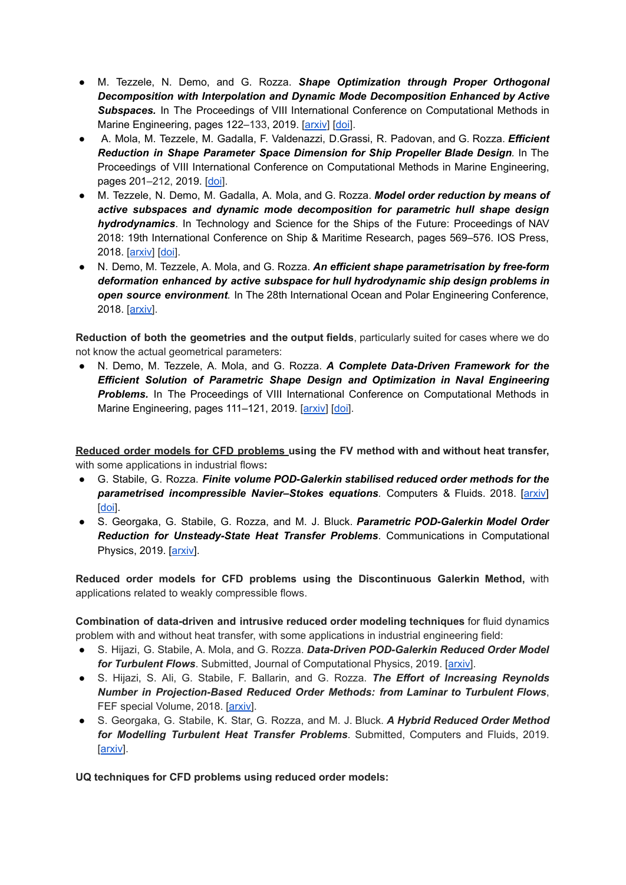- M. Tezzele, N. Demo, and G. Rozza. ***Shape Optimization through Proper Orthogonal Decomposition with Interpolation and Dynamic Mode Decomposition Enhanced by Active Subspaces.*** In The Proceedings of VIII International Conference on Computational Methods in Marine Engineering, pages 122–133, 2019. [arxiv] [doi].
- A. Mola, M. Tezzele, M. Gadalla, F. Valdenazzi, D.Grassi, R. Padovan, and G. Rozza. ***Efficient Reduction in Shape Parameter Space Dimension for Ship Propeller Blade Design***. In The Proceedings of VIII International Conference on Computational Methods in Marine Engineering, pages 201–212, 2019. [doi].
- M. Tezzele, N. Demo, M. Gadalla, A. Mola, and G. Rozza. ***Model order reduction by means of active subspaces and dynamic mode decomposition for parametric hull shape design hydrodynamics***. In Technology and Science for the Ships of the Future: Proceedings of NAV 2018: 19th International Conference on Ship & Maritime Research, pages 569–576. IOS Press, 2018. [arxiv] [doi].
- N. Demo, M. Tezzele, A. Mola, and G. Rozza. ***An efficient shape parametrisation by free-form deformation enhanced by active subspace for hull hydrodynamic ship design problems in open source environment***. In The 28th International Ocean and Polar Engineering Conference, 2018. [arxiv].

**Reduction of both the geometries and the output fields**, particularly suited for cases where we do not know the actual geometrical parameters:

- N. Demo, M. Tezzele, A. Mola, and G. Rozza. ***A Complete Data-Driven Framework for the Efficient Solution of Parametric Shape Design and Optimization in Naval Engineering Problems.*** In The Proceedings of VIII International Conference on Computational Methods in Marine Engineering, pages 111–121, 2019. [arxiv] [doi].

**Reduced order models for CFD problems using the FV method with and without heat transfer,** with some applications in industrial flows**:**

- G. Stabile, G. Rozza. ***Finite volume POD-Galerkin stabilised reduced order methods for the parametrised incompressible Navier–Stokes equations***. Computers & Fluids. 2018. [arxiv] [doi].
- S. Georgaka, G. Stabile, G. Rozza, and M. J. Bluck. ***Parametric POD-Galerkin Model Order Reduction for Unsteady-State Heat Transfer Problems***. Communications in Computational Physics, 2019. [arxiv].

**Reduced order models for CFD problems using the Discontinuous Galerkin Method,** with applications related to weakly compressible flows.

**Combination of data-driven and intrusive reduced order modeling techniques** for fluid dynamics problem with and without heat transfer, with some applications in industrial engineering field:

- S. Hijazi, G. Stabile, A. Mola, and G. Rozza. ***Data-Driven POD-Galerkin Reduced Order Model for Turbulent Flows***. Submitted, Journal of Computational Physics, 2019. [arxiv].
- S. Hijazi, S. Ali, G. Stabile, F. Ballarin, and G. Rozza. ***The Effort of Increasing Reynolds Number in Projection-Based Reduced Order Methods: from Laminar to Turbulent Flows***, FEF special Volume, 2018. [arxiv].
- S. Georgaka, G. Stabile, K. Star, G. Rozza, and M. J. Bluck. ***A Hybrid Reduced Order Method for Modelling Turbulent Heat Transfer Problems***. Submitted, Computers and Fluids, 2019. [arxiv].

**UQ techniques for CFD problems using reduced order models:**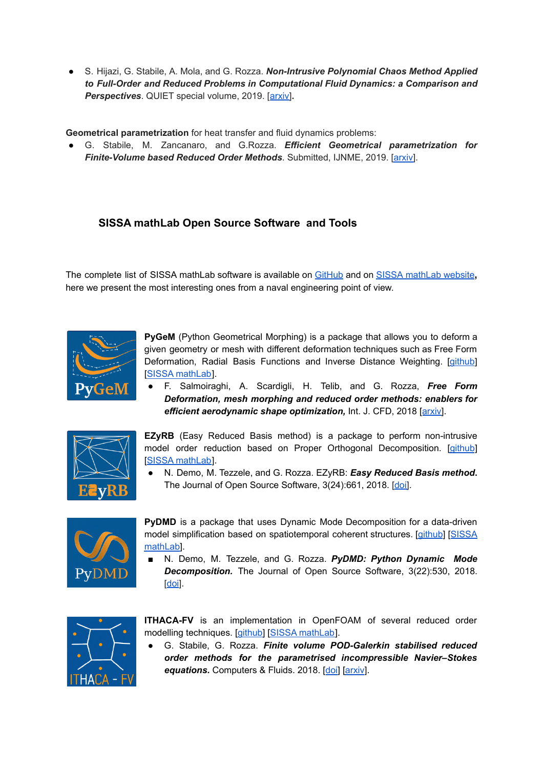- S. Hijazi, G. Stabile, A. Mola, and G. Rozza. ***Non-Intrusive Polynomial Chaos Method Applied to Full-Order and Reduced Problems in Computational Fluid Dynamics: a Comparison and Perspectives***. QUIET special volume, 2019. [arxiv].

**Geometrical parametrization** for heat transfer and fluid dynamics problems:

- G. Stabile, M. Zancanaro, and G.Rozza. ***Efficient Geometrical parametrization for Finite-Volume based Reduced Order Methods***. Submitted, IJNME, 2019. [arxiv].

## SISSA mathLab Open Source Software and Tools

The complete list of SISSA mathLab software is available on GitHub and on SISSA mathLab website**,** here we present the most interesting ones from a naval engineering point of view.

**PyGeM** (Python Geometrical Morphing) is a package that allows you to deform a given geometry or mesh with different deformation techniques such as Free Form Deformation, Radial Basis Functions and Inverse Distance Weighting. [github] [SISSA mathLab].

- F. Salmoiraghi, A. Scardigli, H. Telib, and G. Rozza, ***Free Form Deformation, mesh morphing and reduced order methods: enablers for efficient aerodynamic shape optimization,*** Int. J. CFD, 2018 [arxiv].

**EZyRB** (Easy Reduced Basis method) is a package to perform non-intrusive model order reduction based on Proper Orthogonal Decomposition. [github] [SISSA mathLab].

- N. Demo, M. Tezzele, and G. Rozza. EZyRB: ***Easy Reduced Basis method.*** The Journal of Open Source Software, 3(24):661, 2018. [doi].

**PyDMD** is a package that uses Dynamic Mode Decomposition for a data-driven model simplification based on spatiotemporal coherent structures. [github] [SISSA mathLab].

- N. Demo, M. Tezzele, and G. Rozza. ***PyDMD: Python Dynamic Mode Decomposition.*** The Journal of Open Source Software, 3(22):530, 2018. [doi].

**ITHACA-FV** is an implementation in OpenFOAM of several reduced order modelling techniques. [github] [SISSA mathLab].

- G. Stabile, G. Rozza. ***Finite volume POD-Galerkin stabilised reduced order methods for the parametrised incompressible Navier–Stokes equations.*** Computers & Fluids. 2018. [doi] [arxiv].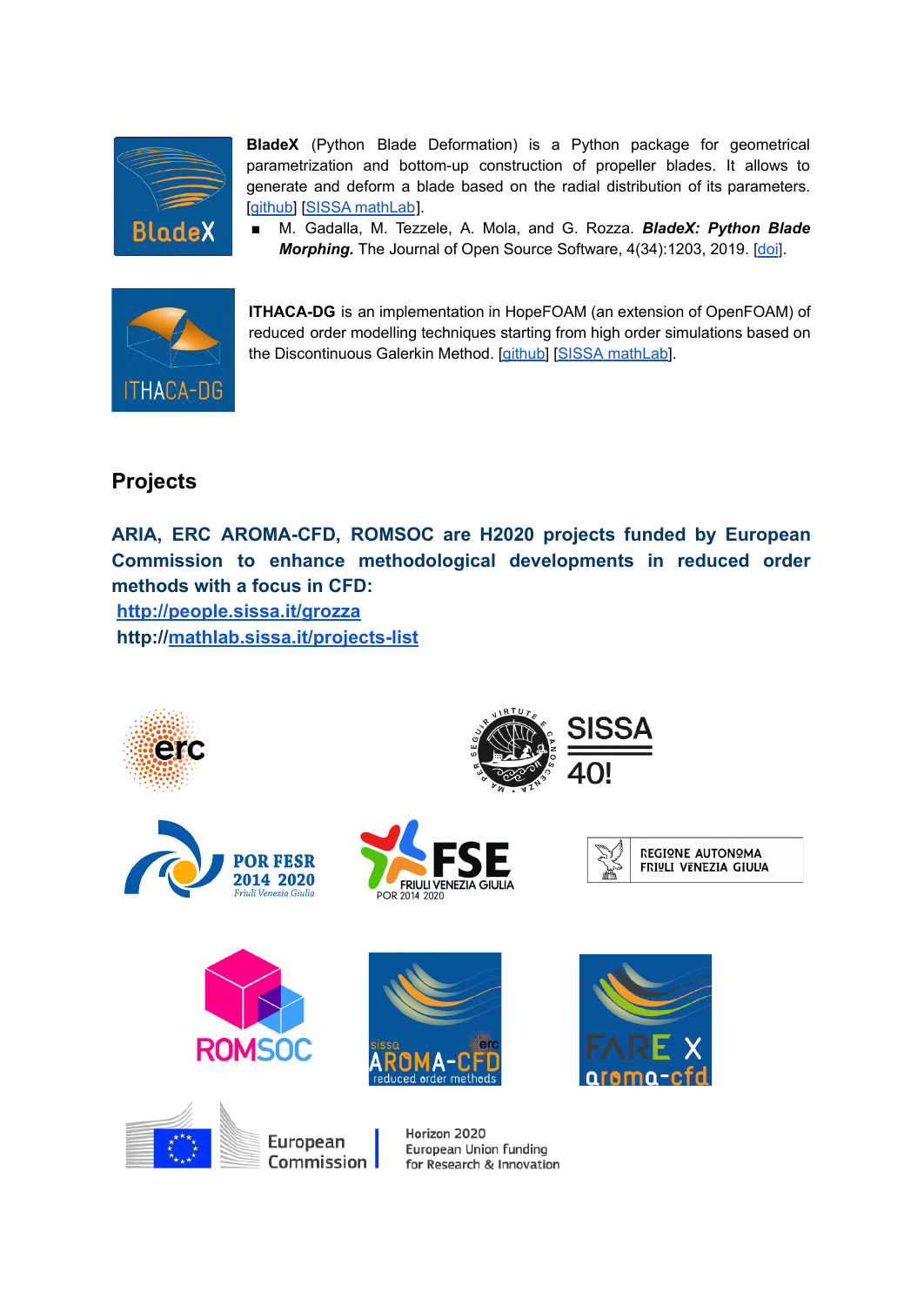**BladeX** (Python Blade Deformation) is a Python package for geometrical parametrization and bottom-up construction of propeller blades. It allows to generate and deform a blade based on the radial distribution of its parameters. [github] [SISSA mathLab].

- M. Gadalla, M. Tezzele, A. Mola, and G. Rozza. ***BladeX: Python Blade Morphing.*** The Journal of Open Source Software, 4(34):1203, 2019. [doi].

**ITHACA-DG** is an implementation in HopeFOAM (an extension of OpenFOAM) of reduced order modelling techniques starting from high order simulations based on the Discontinuous Galerkin Method. [github] [SISSA mathLab].

## Projects

**ARIA, ERC AROMA-CFD, ROMSOC are H2020 projects funded by European Commission to enhance methodological developments in reduced order methods with a focus in CFD:**

**http://people.sissa.it/grozza**

**http://mathlab.sissa.it/projects-list**